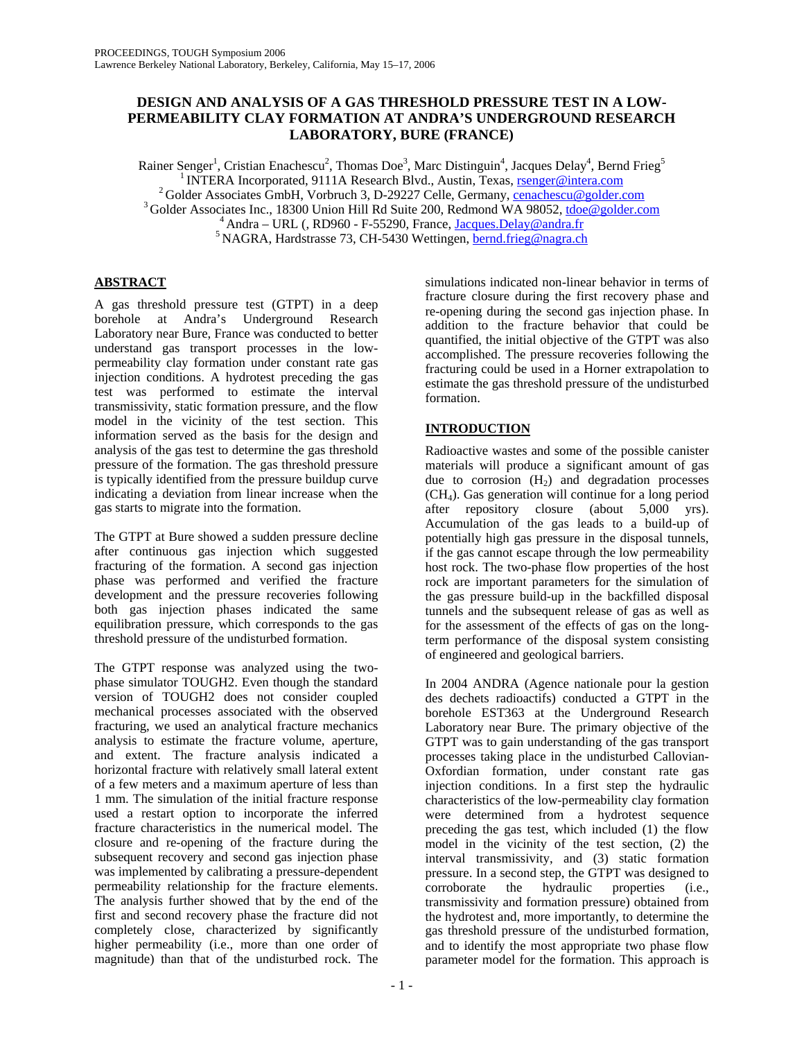# DESIGN AND ANALYSIS OF A GAS THRESHOLD PRESSURE TEST IN A LOW-PERMEABILITY CLAY FORMATION AT ANDRA'S UNDERGROUND RESEARCH LABORATORY, BURE (FRANCE)

Rainer Senger[1], Cristian Enachescu[2], Thomas Doe[3], Marc Distinguin[4], Jacques Delay[4], Bernd Frieg[5]

[1] INTERA Incorporated, 9111A Research Blvd., Austin, Texas, rsenger@intera.com
[2] Golder Associates GmbH, Vorbruch 3, D-29227 Celle, Germany, cenachescu@golder.com
[3] Golder Associates Inc., 18300 Union Hill Rd Suite 200, Redmond WA 98052, tdoe@golder.com
[4] Andra – URL (, RD960 - F-55290, France, Jacques.Delay@andra.fr
[5] NAGRA, Hardstrasse 73, CH-5430 Wettingen, bernd.frieg@nagra.ch

## ABSTRACT

A gas threshold pressure test (GTPT) in a deep borehole at Andra's Underground Research Laboratory near Bure, France was conducted to better understand gas transport processes in the low-permeability clay formation under constant rate gas injection conditions. A hydrotest preceding the gas test was performed to estimate the interval transmissivity, static formation pressure, and the flow model in the vicinity of the test section. This information served as the basis for the design and analysis of the gas test to determine the gas threshold pressure of the formation. The gas threshold pressure is typically identified from the pressure buildup curve indicating a deviation from linear increase when the gas starts to migrate into the formation.

The GTPT at Bure showed a sudden pressure decline after continuous gas injection which suggested fracturing of the formation. A second gas injection phase was performed and verified the fracture development and the pressure recoveries following both gas injection phases indicated the same equilibration pressure, which corresponds to the gas threshold pressure of the undisturbed formation.

The GTPT response was analyzed using the two-phase simulator TOUGH2. Even though the standard version of TOUGH2 does not consider coupled mechanical processes associated with the observed fracturing, we used an analytical fracture mechanics analysis to estimate the fracture volume, aperture, and extent. The fracture analysis indicated a horizontal fracture with relatively small lateral extent of a few meters and a maximum aperture of less than 1 mm. The simulation of the initial fracture response used a restart option to incorporate the inferred fracture characteristics in the numerical model. The closure and re-opening of the fracture during the subsequent recovery and second gas injection phase was implemented by calibrating a pressure-dependent permeability relationship for the fracture elements. The analysis further showed that by the end of the first and second recovery phase the fracture did not completely close, characterized by significantly higher permeability (i.e., more than one order of magnitude) than that of the undisturbed rock. The simulations indicated non-linear behavior in terms of fracture closure during the first recovery phase and re-opening during the second gas injection phase. In addition to the fracture behavior that could be quantified, the initial objective of the GTPT was also accomplished. The pressure recoveries following the fracturing could be used in a Horner extrapolation to estimate the gas threshold pressure of the undisturbed formation.

## INTRODUCTION

Radioactive wastes and some of the possible canister materials will produce a significant amount of gas due to corrosion ($H_2$) and degradation processes ($CH_4$). Gas generation will continue for a long period after repository closure (about 5,000 yrs). Accumulation of the gas leads to a build-up of potentially high gas pressure in the disposal tunnels, if the gas cannot escape through the low permeability host rock. The two-phase flow properties of the host rock are important parameters for the simulation of the gas pressure build-up in the backfilled disposal tunnels and the subsequent release of gas as well as for the assessment of the effects of gas on the long-term performance of the disposal system consisting of engineered and geological barriers.

In 2004 ANDRA (Agence nationale pour la gestion des dechets radioactifs) conducted a GTPT in the borehole EST363 at the Underground Research Laboratory near Bure. The primary objective of the GTPT was to gain understanding of the gas transport processes taking place in the undisturbed Callovian-Oxfordian formation, under constant rate gas injection conditions. In a first step the hydraulic characteristics of the low-permeability clay formation were determined from a hydrotest sequence preceding the gas test, which included (1) the flow model in the vicinity of the test section, (2) the interval transmissivity, and (3) static formation pressure. In a second step, the GTPT was designed to corroborate the hydraulic properties (i.e., transmissivity and formation pressure) obtained from the hydrotest and, more importantly, to determine the gas threshold pressure of the undisturbed formation, and to identify the most appropriate two phase flow parameter model for the formation. This approach is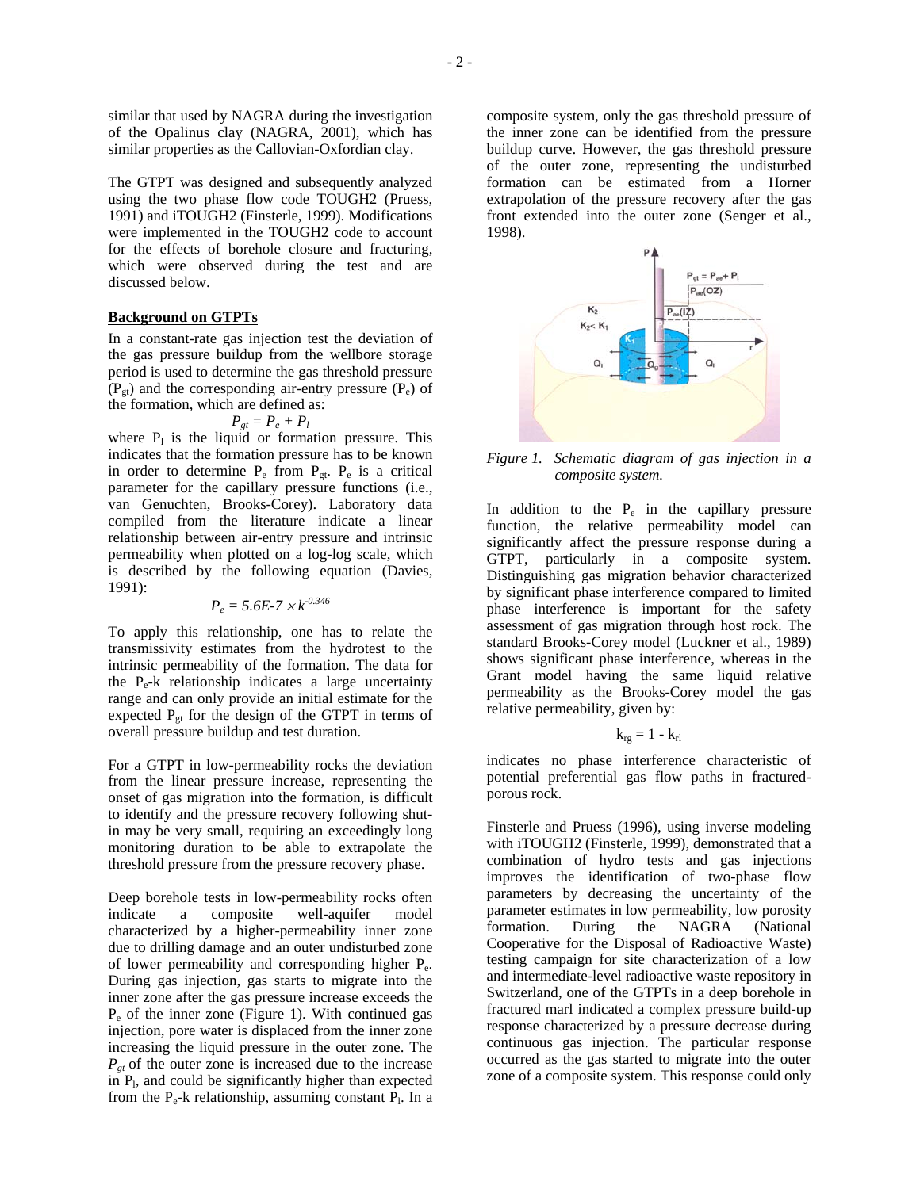similar that used by NAGRA during the investigation of the Opalinus clay (NAGRA, 2001), which has similar properties as the Callovian-Oxfordian clay.

The GTPT was designed and subsequently analyzed using the two phase flow code TOUGH2 (Pruess, 1991) and iTOUGH2 (Finsterle, 1999). Modifications were implemented in the TOUGH2 code to account for the effects of borehole closure and fracturing, which were observed during the test and are discussed below.

## Background on GTPTs

In a constant-rate gas injection test the deviation of the gas pressure buildup from the wellbore storage period is used to determine the gas threshold pressure ($P_{gt}$) and the corresponding air-entry pressure ($P_e$) of the formation, which are defined as:

$$P_{gt} = P_e + P_l$$

where $P_l$ is the liquid or formation pressure. This indicates that the formation pressure has to be known in order to determine $P_e$ from $P_{gt}$. $P_e$ is a critical parameter for the capillary pressure functions (i.e., van Genuchten, Brooks-Corey). Laboratory data compiled from the literature indicate a linear relationship between air-entry pressure and intrinsic permeability when plotted on a log-log scale, which is described by the following equation (Davies, 1991):

$$P_e = 5.6E\text{-}7 \times k^{-0.346}$$

To apply this relationship, one has to relate the transmissivity estimates from the hydrotest to the intrinsic permeability of the formation. The data for the $P_e$-k relationship indicates a large uncertainty range and can only provide an initial estimate for the expected $P_{gt}$ for the design of the GTPT in terms of overall pressure buildup and test duration.

For a GTPT in low-permeability rocks the deviation from the linear pressure increase, representing the onset of gas migration into the formation, is difficult to identify and the pressure recovery following shut-in may be very small, requiring an exceedingly long monitoring duration to be able to extrapolate the threshold pressure from the pressure recovery phase.

Deep borehole tests in low-permeability rocks often indicate a composite well-aquifer model characterized by a higher-permeability inner zone due to drilling damage and an outer undisturbed zone of lower permeability and corresponding higher $P_e$. During gas injection, gas starts to migrate into the inner zone after the gas pressure increase exceeds the $P_e$ of the inner zone (Figure 1). With continued gas injection, pore water is displaced from the inner zone increasing the liquid pressure in the outer zone. The $P_{gt}$ of the outer zone is increased due to the increase in $P_l$, and could be significantly higher than expected from the $P_e$-k relationship, assuming constant $P_l$. In a composite system, only the gas threshold pressure of the inner zone can be identified from the pressure buildup curve. However, the gas threshold pressure of the outer zone, representing the undisturbed formation can be estimated from a Horner extrapolation of the pressure recovery after the gas front extended into the outer zone (Senger et al., 1998).

*Figure 1. Schematic diagram of gas injection in a composite system.*

In addition to the $P_e$ in the capillary pressure function, the relative permeability model can significantly affect the pressure response during a GTPT, particularly in a composite system. Distinguishing gas migration behavior characterized by significant phase interference compared to limited phase interference is important for the safety assessment of gas migration through host rock. The standard Brooks-Corey model (Luckner et al., 1989) shows significant phase interference, whereas in the Grant model having the same liquid relative permeability as the Brooks-Corey model the gas relative permeability, given by:

$$k_{rg} = 1 - k_{rl}$$

indicates no phase interference characteristic of potential preferential gas flow paths in fractured-porous rock.

Finsterle and Pruess (1996), using inverse modeling with iTOUGH2 (Finsterle, 1999), demonstrated that a combination of hydro tests and gas injections improves the identification of two-phase flow parameters by decreasing the uncertainty of the parameter estimates in low permeability, low porosity formation. During the NAGRA (National Cooperative for the Disposal of Radioactive Waste) testing campaign for site characterization of a low and intermediate-level radioactive waste repository in Switzerland, one of the GTPTs in a deep borehole in fractured marl indicated a complex pressure build-up response characterized by a pressure decrease during continuous gas injection. The particular response occurred as the gas started to migrate into the outer zone of a composite system. This response could only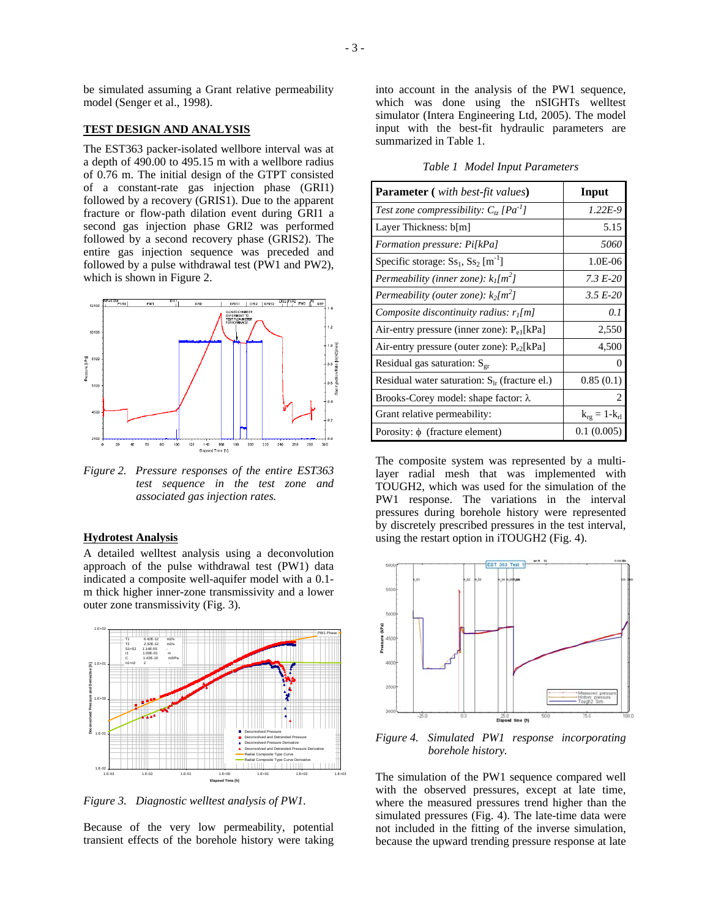be simulated assuming a Grant relative permeability model (Senger et al., 1998).

## TEST DESIGN AND ANALYSIS

The EST363 packer-isolated wellbore interval was at a depth of 490.00 to 495.15 m with a wellbore radius of 0.76 m. The initial design of the GTPT consisted of a constant-rate gas injection phase (GRI1) followed by a recovery (GRIS1). Due to the apparent fracture or flow-path dilation event during GRI1 a second gas injection phase GRI2 was performed followed by a second recovery phase (GRIS2). The entire gas injection sequence was preceded and followed by a pulse withdrawal test (PW1 and PW2), which is shown in Figure 2.

*Figure 2. Pressure responses of the entire EST363 test sequence in the test zone and associated gas injection rates.*

### Hydrotest Analysis

A detailed welltest analysis using a deconvolution approach of the pulse withdrawal test (PW1) data indicated a composite well-aquifer model with a 0.1-m thick higher inner-zone transmissivity and a lower outer zone transmissivity (Fig. 3).

*Figure 3. Diagnostic welltest analysis of PW1.*

Because of the very low permeability, potential transient effects of the borehole history were taking into account in the analysis of the PW1 sequence, which was done using the nSIGHTs welltest simulator (Intera Engineering Ltd, 2005). The model input with the best-fit hydraulic parameters are summarized in Table 1.

*Table 1 Model Input Parameters*

| **Parameter (** *with best-fit values* **)** | **Input** |
|---|---|
| *Test zone compressibility: $C_{tz}$ [$Pa^{-1}$]* | *1.22E-9* |
| Layer Thickness: b[m] | 5.15 |
| *Formation pressure: Pi[kPa]* | *5060* |
| Specific storage: $Ss_1$, $Ss_2$ [$m^{-1}$] | 1.0E-06 |
| *Permeability (inner zone): $k_1$[$m^2$]* | *7.3 E-20* |
| *Permeability (outer zone): $k_2$[$m^2$]* | *3.5 E-20* |
| *Composite discontinuity radius: $r_1$[m]* | *0.1* |
| Air-entry pressure (inner zone): $P_{e1}$[kPa] | 2,550 |
| Air-entry pressure (outer zone): $P_{e2}$[kPa] | 4,500 |
| Residual gas saturation: $S_{gr}$ | 0 |
| Residual water saturation: $S_{lr}$ (fracture el.) | 0.85 (0.1) |
| Brooks-Corey model: shape factor: $\lambda$ | 2 |
| Grant relative permeability: | $k_{rg} = 1 - k_{rl}$ |
| Porosity: $\phi$ (fracture element) | 0.1 (0.005) |

The composite system was represented by a multi-layer radial mesh that was implemented with TOUGH2, which was used for the simulation of the PW1 response. The variations in the interval pressures during borehole history were represented by discretely prescribed pressures in the test interval, using the restart option in iTOUGH2 (Fig. 4).

*Figure 4. Simulated PW1 response incorporating borehole history.*

The simulation of the PW1 sequence compared well with the observed pressures, except at late time, where the measured pressures trend higher than the simulated pressures (Fig. 4). The late-time data were not included in the fitting of the inverse simulation, because the upward trending pressure response at late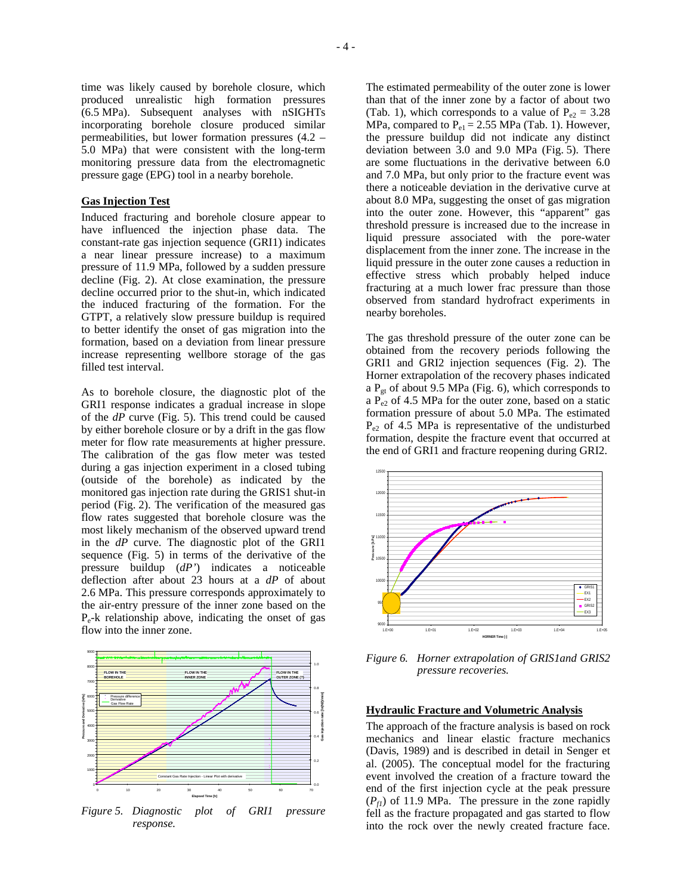time was likely caused by borehole closure, which produced unrealistic high formation pressures (6.5 MPa). Subsequent analyses with nSIGHTs incorporating borehole closure produced similar permeabilities, but lower formation pressures (4.2 – 5.0 MPa) that were consistent with the long-term monitoring pressure data from the electromagnetic pressure gage (EPG) tool in a nearby borehole.

## Gas Injection Test

Induced fracturing and borehole closure appear to have influenced the injection phase data. The constant-rate gas injection sequence (GRI1) indicates a near linear pressure increase) to a maximum pressure of 11.9 MPa, followed by a sudden pressure decline (Fig. 2). At close examination, the pressure decline occurred prior to the shut-in, which indicated the induced fracturing of the formation. For the GTPT, a relatively slow pressure buildup is required to better identify the onset of gas migration into the formation, based on a deviation from linear pressure increase representing wellbore storage of the gas filled test interval.

As to borehole closure, the diagnostic plot of the GRI1 response indicates a gradual increase in slope of the *dP* curve (Fig. 5). This trend could be caused by either borehole closure or by a drift in the gas flow meter for flow rate measurements at higher pressure. The calibration of the gas flow meter was tested during a gas injection experiment in a closed tubing (outside of the borehole) as indicated by the monitored gas injection rate during the GRIS1 shut-in period (Fig. 2). The verification of the measured gas flow rates suggested that borehole closure was the most likely mechanism of the observed upward trend in the *dP* curve. The diagnostic plot of the GRI1 sequence (Fig. 5) in terms of the derivative of the pressure buildup (*dP'*) indicates a noticeable deflection after about 23 hours at a *dP* of about 2.6 MPa. This pressure corresponds approximately to the air-entry pressure of the inner zone based on the $P_e$-k relationship above, indicating the onset of gas flow into the inner zone.

*Figure 5. Diagnostic plot of GRI1 pressure response.*

The estimated permeability of the outer zone is lower than that of the inner zone by a factor of about two (Tab. 1), which corresponds to a value of $P_{e2}$ = 3.28 MPa, compared to $P_{e1}$ = 2.55 MPa (Tab. 1). However, the pressure buildup did not indicate any distinct deviation between 3.0 and 9.0 MPa (Fig. 5). There are some fluctuations in the derivative between 6.0 and 7.0 MPa, but only prior to the fracture event was there a noticeable deviation in the derivative curve at about 8.0 MPa, suggesting the onset of gas migration into the outer zone. However, this "apparent" gas threshold pressure is increased due to the increase in liquid pressure associated with the pore-water displacement from the inner zone. The increase in the liquid pressure in the outer zone causes a reduction in effective stress which probably helped induce fracturing at a much lower frac pressure than those observed from standard hydrofract experiments in nearby boreholes.

The gas threshold pressure of the outer zone can be obtained from the recovery periods following the GRI1 and GRI2 injection sequences (Fig. 2). The Horner extrapolation of the recovery phases indicated a $P_{gt}$ of about 9.5 MPa (Fig. 6), which corresponds to a $P_{e2}$ of 4.5 MPa for the outer zone, based on a static formation pressure of about 5.0 MPa. The estimated $P_{e2}$ of 4.5 MPa is representative of the undisturbed formation, despite the fracture event that occurred at the end of GRI1 and fracture reopening during GRI2.

*Figure 6. Horner extrapolation of GRIS1and GRIS2 pressure recoveries.*

## Hydraulic Fracture and Volumetric Analysis

The approach of the fracture analysis is based on rock mechanics and linear elastic fracture mechanics (Davis, 1989) and is described in detail in Senger et al. (2005). The conceptual model for the fracturing event involved the creation of a fracture toward the end of the first injection cycle at the peak pressure ($P_{f1}$) of 11.9 MPa. The pressure in the zone rapidly fell as the fracture propagated and gas started to flow into the rock over the newly created fracture face.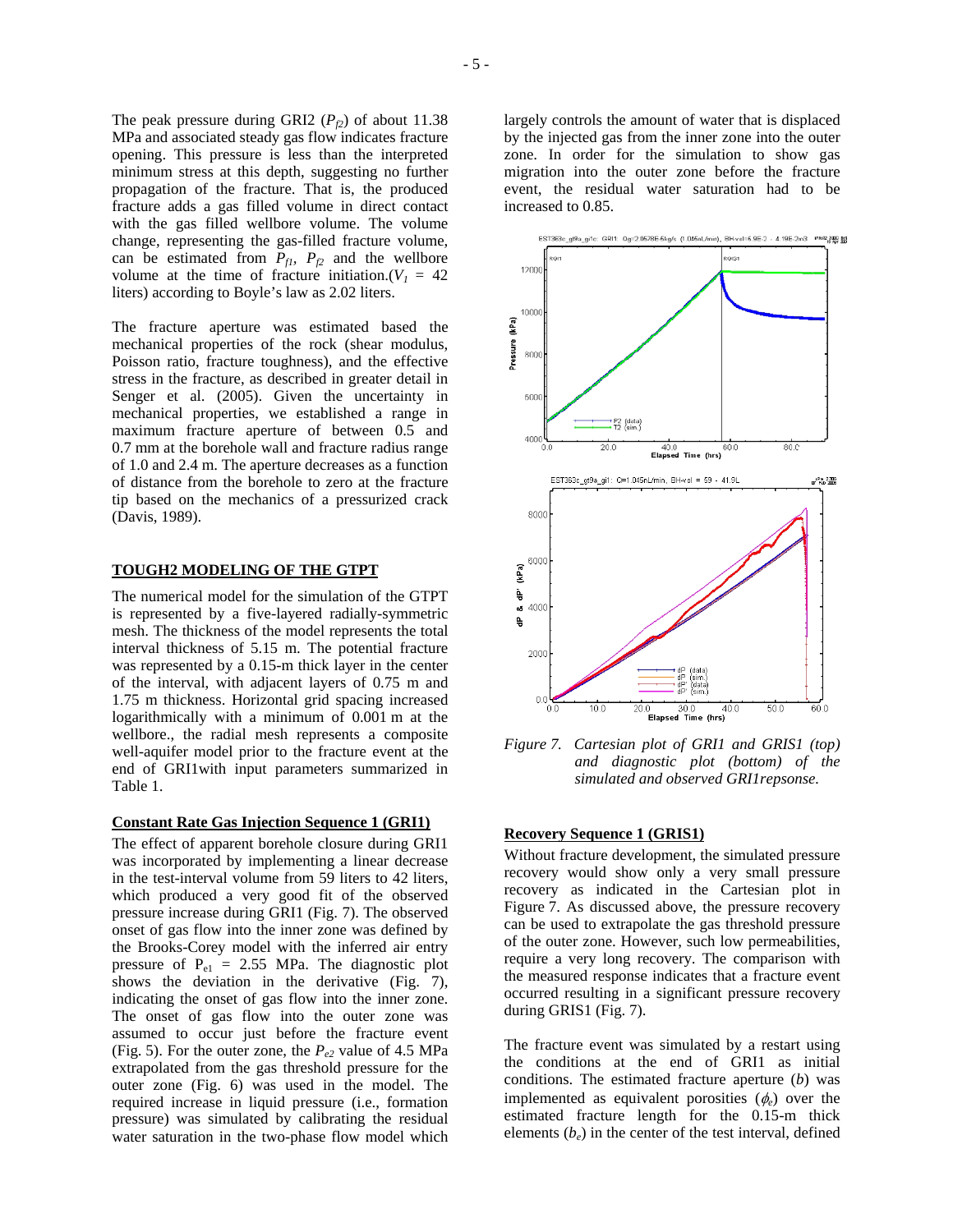The peak pressure during GRI2 ($P_{f2}$) of about 11.38 MPa and associated steady gas flow indicates fracture opening. This pressure is less than the interpreted minimum stress at this depth, suggesting no further propagation of the fracture. That is, the produced fracture adds a gas filled volume in direct contact with the gas filled wellbore volume. The volume change, representing the gas-filled fracture volume, can be estimated from $P_{f1}$, $P_{f2}$ and the wellbore volume at the time of fracture initiation.($V_1$ = 42 liters) according to Boyle's law as 2.02 liters.

The fracture aperture was estimated based the mechanical properties of the rock (shear modulus, Poisson ratio, fracture toughness), and the effective stress in the fracture, as described in greater detail in Senger et al. (2005). Given the uncertainty in mechanical properties, we established a range in maximum fracture aperture of between 0.5 and 0.7 mm at the borehole wall and fracture radius range of 1.0 and 2.4 m. The aperture decreases as a function of distance from the borehole to zero at the fracture tip based on the mechanics of a pressurized crack (Davis, 1989).

## TOUGH2 MODELING OF THE GTPT

The numerical model for the simulation of the GTPT is represented by a five-layered radially-symmetric mesh. The thickness of the model represents the total interval thickness of 5.15 m. The potential fracture was represented by a 0.15-m thick layer in the center of the interval, with adjacent layers of 0.75 m and 1.75 m thickness. Horizontal grid spacing increased logarithmically with a minimum of 0.001 m at the wellbore., the radial mesh represents a composite well-aquifer model prior to the fracture event at the end of GRI1with input parameters summarized in Table 1.

### Constant Rate Gas Injection Sequence 1 (GRI1)

The effect of apparent borehole closure during GRI1 was incorporated by implementing a linear decrease in the test-interval volume from 59 liters to 42 liters, which produced a very good fit of the observed pressure increase during GRI1 (Fig. 7). The observed onset of gas flow into the inner zone was defined by the Brooks-Corey model with the inferred air entry pressure of $P_{e1}$ = 2.55 MPa. The diagnostic plot shows the deviation in the derivative (Fig. 7), indicating the onset of gas flow into the inner zone. The onset of gas flow into the outer zone was assumed to occur just before the fracture event (Fig. 5). For the outer zone, the $P_{e2}$ value of 4.5 MPa extrapolated from the gas threshold pressure for the outer zone (Fig. 6) was used in the model. The required increase in liquid pressure (i.e., formation pressure) was simulated by calibrating the residual water saturation in the two-phase flow model which largely controls the amount of water that is displaced by the injected gas from the inner zone into the outer zone. In order for the simulation to show gas migration into the outer zone before the fracture event, the residual water saturation had to be increased to 0.85.

*Figure 7. Cartesian plot of GRI1 and GRIS1 (top) and diagnostic plot (bottom) of the simulated and observed GRI1repsonse.*

### Recovery Sequence 1 (GRIS1)

Without fracture development, the simulated pressure recovery would show only a very small pressure recovery as indicated in the Cartesian plot in Figure 7. As discussed above, the pressure recovery can be used to extrapolate the gas threshold pressure of the outer zone. However, such low permeabilities, require a very long recovery. The comparison with the measured response indicates that a fracture event occurred resulting in a significant pressure recovery during GRIS1 (Fig. 7).

The fracture event was simulated by a restart using the conditions at the end of GRI1 as initial conditions. The estimated fracture aperture ($b$) was implemented as equivalent porosities ($\phi_e$) over the estimated fracture length for the 0.15-m thick elements ($b_e$) in the center of the test interval, defined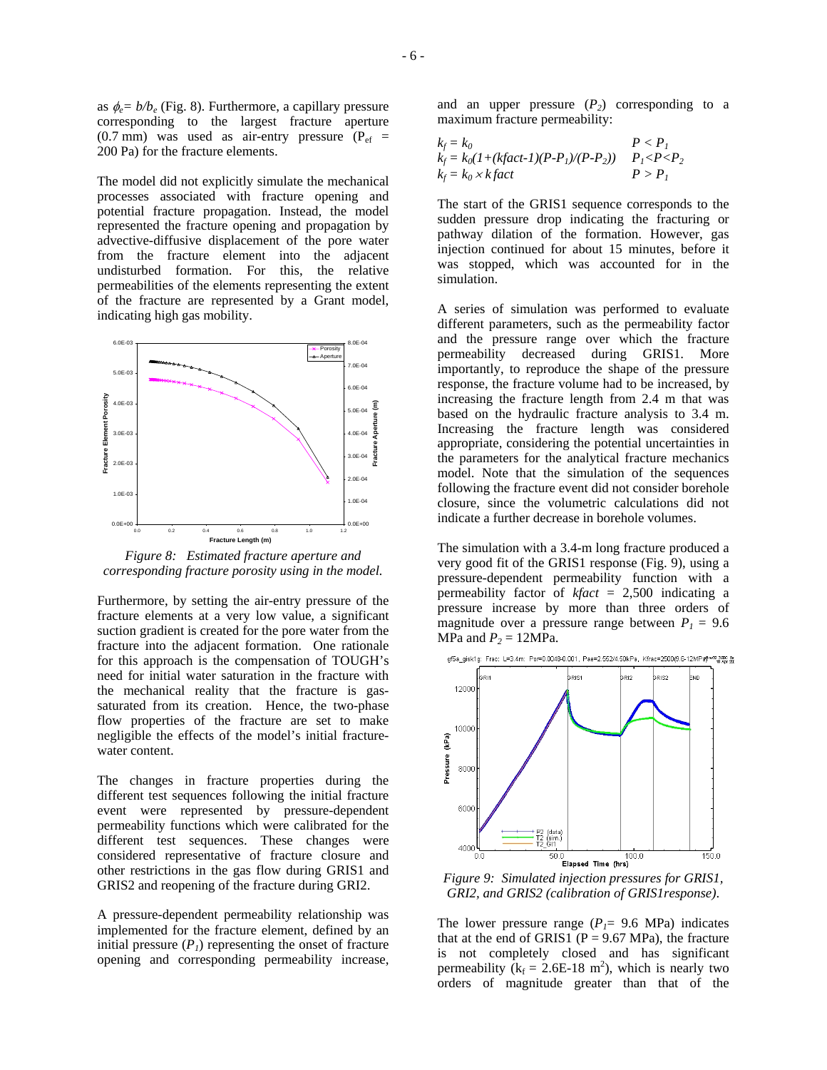as $\phi_e = b/b_e$ (Fig. 8). Furthermore, a capillary pressure corresponding to the largest fracture aperture (0.7 mm) was used as air-entry pressure ($P_{ef}$ = 200 Pa) for the fracture elements.

The model did not explicitly simulate the mechanical processes associated with fracture opening and potential fracture propagation. Instead, the model represented the fracture opening and propagation by advective-diffusive displacement of the pore water from the fracture element into the adjacent undisturbed formation. For this, the relative permeabilities of the elements representing the extent of the fracture are represented by a Grant model, indicating high gas mobility.

*Figure 8: Estimated fracture aperture and corresponding fracture porosity using in the model.*

Furthermore, by setting the air-entry pressure of the fracture elements at a very low value, a significant suction gradient is created for the pore water from the fracture into the adjacent formation. One rationale for this approach is the compensation of TOUGH's need for initial water saturation in the fracture with the mechanical reality that the fracture is gas-saturated from its creation. Hence, the two-phase flow properties of the fracture are set to make negligible the effects of the model's initial fracture-water content.

The changes in fracture properties during the different test sequences following the initial fracture event were represented by pressure-dependent permeability functions which were calibrated for the different test sequences. These changes were considered representative of fracture closure and other restrictions in the gas flow during GRIS1 and GRIS2 and reopening of the fracture during GRI2.

A pressure-dependent permeability relationship was implemented for the fracture element, defined by an initial pressure ($P_1$) representing the onset of fracture opening and corresponding permeability increase, and an upper pressure ($P_2$) corresponding to a maximum fracture permeability:

$$
\begin{aligned}
k_f &= k_0 & P &< P_1 \\
k_f &= k_0(1+(kfact-1)(P-P_1)/(P-P_2)) & P_1 &< P < P_2 \\
k_f &= k_0 \times kfact & P &> P_1
\end{aligned}
$$

The start of the GRIS1 sequence corresponds to the sudden pressure drop indicating the fracturing or pathway dilation of the formation. However, gas injection continued for about 15 minutes, before it was stopped, which was accounted for in the simulation.

A series of simulation was performed to evaluate different parameters, such as the permeability factor and the pressure range over which the fracture permeability decreased during GRIS1. More importantly, to reproduce the shape of the pressure response, the fracture volume had to be increased, by increasing the fracture length from 2.4 m that was based on the hydraulic fracture analysis to 3.4 m. Increasing the fracture length was considered appropriate, considering the potential uncertainties in the parameters for the analytical fracture mechanics model. Note that the simulation of the sequences following the fracture event did not consider borehole closure, since the volumetric calculations did not indicate a further decrease in borehole volumes.

The simulation with a 3.4-m long fracture produced a very good fit of the GRIS1 response (Fig. 9), using a pressure-dependent permeability function with a permeability factor of $kfact$ = 2,500 indicating a pressure increase by more than three orders of magnitude over a pressure range between $P_1$ = 9.6 MPa and $P_2$ = 12MPa.

*Figure 9: Simulated injection pressures for GRIS1, GRI2, and GRIS2 (calibration of GRIS1response).*

The lower pressure range ($P_1$= 9.6 MPa) indicates that at the end of GRIS1 (P = 9.67 MPa), the fracture is not completely closed and has significant permeability ($k_f$ = 2.6E-18 $m^2$), which is nearly two orders of magnitude greater than that of the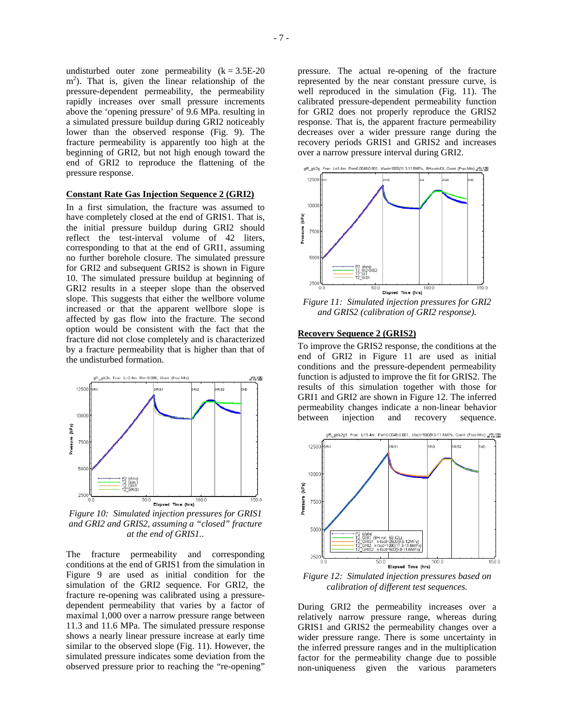undisturbed outer zone permeability ($k = 3.5E\text{-}20$ $m^2$). That is, given the linear relationship of the pressure-dependent permeability, the permeability rapidly increases over small pressure increments above the 'opening pressure' of 9.6 MPa. resulting in a simulated pressure buildup during GRI2 noticeably lower than the observed response (Fig. 9). The fracture permeability is apparently too high at the beginning of GRI2, but not high enough toward the end of GRI2 to reproduce the flattening of the pressure response.

**Constant Rate Gas Injection Sequence 2 (GRI2)**

In a first simulation, the fracture was assumed to have completely closed at the end of GRIS1. That is, the initial pressure buildup during GRI2 should reflect the test-interval volume of 42 liters, corresponding to that at the end of GRI1, assuming no further borehole closure. The simulated pressure for GRI2 and subsequent GRIS2 is shown in Figure 10. The simulated pressure buildup at beginning of GRI2 results in a steeper slope than the observed slope. This suggests that either the wellbore volume increased or that the apparent wellbore slope is affected by gas flow into the fracture. The second option would be consistent with the fact that the fracture did not close completely and is characterized by a fracture permeability that is higher than that of the undisturbed formation.

*Figure 10: Simulated injection pressures for GRIS1 and GRI2 and GRIS2, assuming a "closed" fracture at the end of GRIS1..*

The fracture permeability and corresponding conditions at the end of GRIS1 from the simulation in Figure 9 are used as initial condition for the simulation of the GRI2 sequence. For GRI2, the fracture re-opening was calibrated using a pressure-dependent permeability that varies by a factor of maximal 1,000 over a narrow pressure range between 11.3 and 11.6 MPa. The simulated pressure response shows a nearly linear pressure increase at early time similar to the observed slope (Fig. 11). However, the simulated pressure indicates some deviation from the observed pressure prior to reaching the "re-opening" pressure. The actual re-opening of the fracture represented by the near constant pressure curve, is well reproduced in the simulation (Fig. 11). The calibrated pressure-dependent permeability function for GRI2 does not properly reproduce the GRIS2 response. That is, the apparent fracture permeability decreases over a wider pressure range during the recovery periods GRIS1 and GRIS2 and increases over a narrow pressure interval during GRI2.

*Figure 11: Simulated injection pressures for GRI2 and GRIS2 (calibration of GRI2 response).*

**Recovery Sequence 2 (GRIS2)**

To improve the GRIS2 response, the conditions at the end of GRI2 in Figure 11 are used as initial conditions and the pressure-dependent permeability function is adjusted to improve the fit for GRIS2. The results of this simulation together with those for GRI1 and GRI2 are shown in Figure 12. The inferred permeability changes indicate a non-linear behavior between injection and recovery sequence.

*Figure 12: Simulated injection pressures based on calibration of different test sequences.*

During GRI2 the permeability increases over a relatively narrow pressure range, whereas during GRIS1 and GRIS2 the permeability changes over a wider pressure range. There is some uncertainty in the inferred pressure ranges and in the multiplication factor for the permeability change due to possible non-uniqueness given the various parameters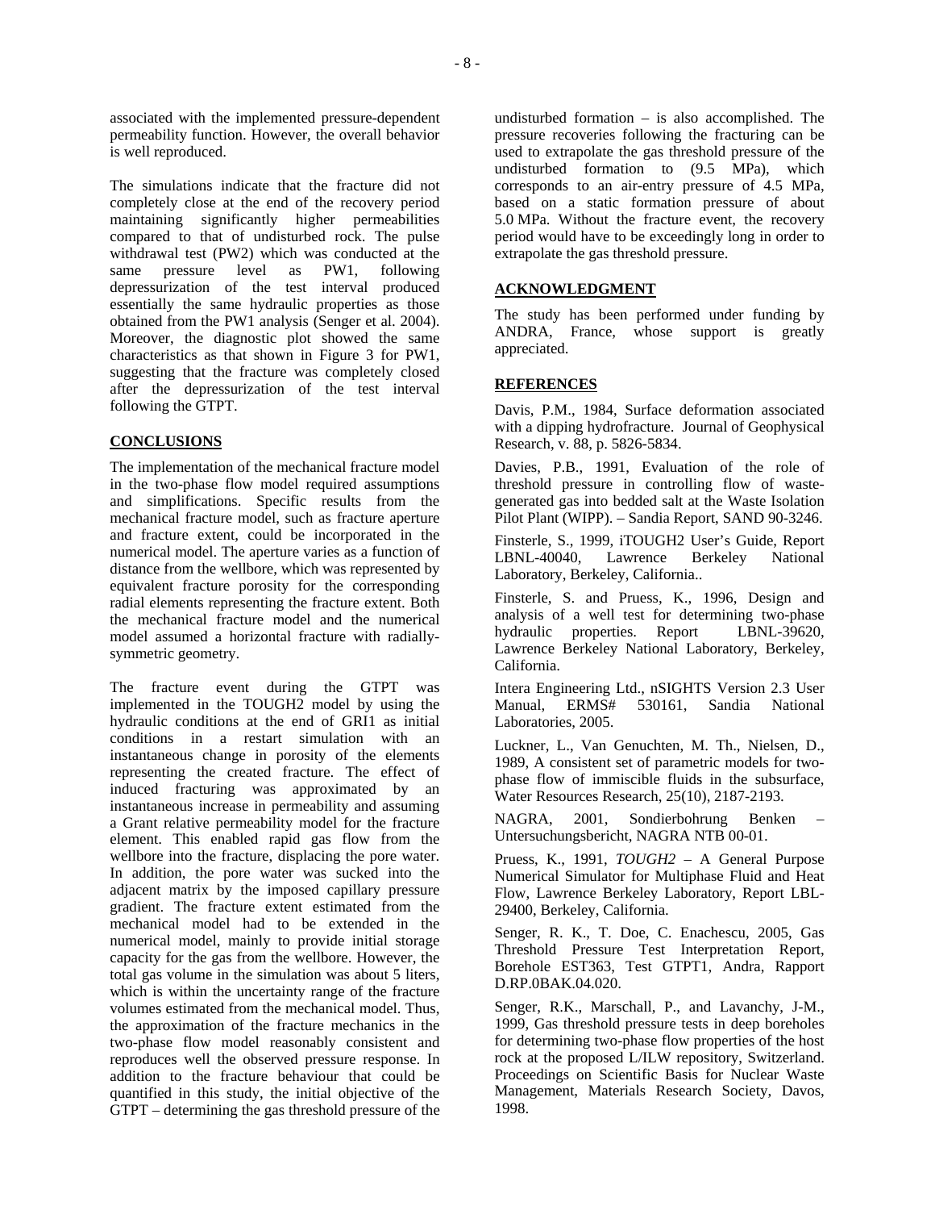associated with the implemented pressure-dependent permeability function. However, the overall behavior is well reproduced.

The simulations indicate that the fracture did not completely close at the end of the recovery period maintaining significantly higher permeabilities compared to that of undisturbed rock. The pulse withdrawal test (PW2) which was conducted at the same pressure level as PW1, following depressurization of the test interval produced essentially the same hydraulic properties as those obtained from the PW1 analysis (Senger et al. 2004). Moreover, the diagnostic plot showed the same characteristics as that shown in Figure 3 for PW1, suggesting that the fracture was completely closed after the depressurization of the test interval following the GTPT.

## CONCLUSIONS

The implementation of the mechanical fracture model in the two-phase flow model required assumptions and simplifications. Specific results from the mechanical fracture model, such as fracture aperture and fracture extent, could be incorporated in the numerical model. The aperture varies as a function of distance from the wellbore, which was represented by equivalent fracture porosity for the corresponding radial elements representing the fracture extent. Both the mechanical fracture model and the numerical model assumed a horizontal fracture with radially-symmetric geometry.

The fracture event during the GTPT was implemented in the TOUGH2 model by using the hydraulic conditions at the end of GRI1 as initial conditions in a restart simulation with an instantaneous change in porosity of the elements representing the created fracture. The effect of induced fracturing was approximated by an instantaneous increase in permeability and assuming a Grant relative permeability model for the fracture element. This enabled rapid gas flow from the wellbore into the fracture, displacing the pore water. In addition, the pore water was sucked into the adjacent matrix by the imposed capillary pressure gradient. The fracture extent estimated from the mechanical model had to be extended in the numerical model, mainly to provide initial storage capacity for the gas from the wellbore. However, the total gas volume in the simulation was about 5 liters, which is within the uncertainty range of the fracture volumes estimated from the mechanical model. Thus, the approximation of the fracture mechanics in the two-phase flow model reasonably consistent and reproduces well the observed pressure response. In addition to the fracture behaviour that could be quantified in this study, the initial objective of the GTPT – determining the gas threshold pressure of the undisturbed formation – is also accomplished. The pressure recoveries following the fracturing can be used to extrapolate the gas threshold pressure of the undisturbed formation to (9.5 MPa), which corresponds to an air-entry pressure of 4.5 MPa, based on a static formation pressure of about 5.0 MPa. Without the fracture event, the recovery period would have to be exceedingly long in order to extrapolate the gas threshold pressure.

## ACKNOWLEDGMENT

The study has been performed under funding by ANDRA, France, whose support is greatly appreciated.

## REFERENCES

Davis, P.M., 1984, Surface deformation associated with a dipping hydrofracture. Journal of Geophysical Research, v. 88, p. 5826-5834.

Davies, P.B., 1991, Evaluation of the role of threshold pressure in controlling flow of waste-generated gas into bedded salt at the Waste Isolation Pilot Plant (WIPP). – Sandia Report, SAND 90-3246.

Finsterle, S., 1999, iTOUGH2 User's Guide, Report LBNL-40040, Lawrence Berkeley National Laboratory, Berkeley, California..

Finsterle, S. and Pruess, K., 1996, Design and analysis of a well test for determining two-phase hydraulic properties. Report LBNL-39620, Lawrence Berkeley National Laboratory, Berkeley, California.

Intera Engineering Ltd., nSIGHTS Version 2.3 User Manual, ERMS# 530161, Sandia National Laboratories, 2005.

Luckner, L., Van Genuchten, M. Th., Nielsen, D., 1989, A consistent set of parametric models for two-phase flow of immiscible fluids in the subsurface, Water Resources Research, 25(10), 2187-2193.

NAGRA, 2001, Sondierbohrung Benken – Untersuchungsbericht, NAGRA NTB 00-01.

Pruess, K., 1991, *TOUGH2* – A General Purpose Numerical Simulator for Multiphase Fluid and Heat Flow, Lawrence Berkeley Laboratory, Report LBL-29400, Berkeley, California.

Senger, R. K., T. Doe, C. Enachescu, 2005, Gas Threshold Pressure Test Interpretation Report, Borehole EST363, Test GTPT1, Andra, Rapport D.RP.0BAK.04.020.

Senger, R.K., Marschall, P., and Lavanchy, J-M., 1999, Gas threshold pressure tests in deep boreholes for determining two-phase flow properties of the host rock at the proposed L/ILW repository, Switzerland. Proceedings on Scientific Basis for Nuclear Waste Management, Materials Research Society, Davos, 1998.